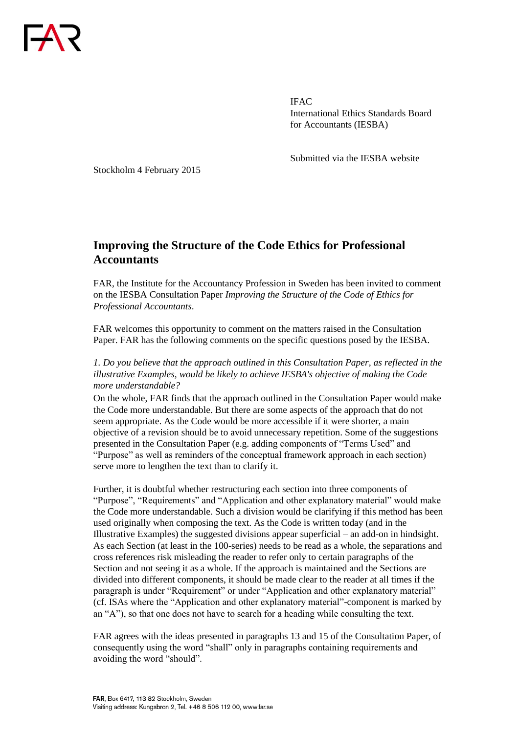IFAC
International Ethics Standards Board for Accountants (IESBA)

Submitted via the IESBA website

Stockholm 4 February 2015

## Improving the Structure of the Code Ethics for Professional Accountants

FAR, the Institute for the Accountancy Profession in Sweden has been invited to comment on the IESBA Consultation Paper *Improving the Structure of the Code of Ethics for Professional Accountants*.

FAR welcomes this opportunity to comment on the matters raised in the Consultation Paper. FAR has the following comments on the specific questions posed by the IESBA.

*1. Do you believe that the approach outlined in this Consultation Paper, as reflected in the illustrative Examples, would be likely to achieve IESBA's objective of making the Code more understandable?*

On the whole, FAR finds that the approach outlined in the Consultation Paper would make the Code more understandable. But there are some aspects of the approach that do not seem appropriate. As the Code would be more accessible if it were shorter, a main objective of a revision should be to avoid unnecessary repetition. Some of the suggestions presented in the Consultation Paper (e.g. adding components of "Terms Used" and "Purpose" as well as reminders of the conceptual framework approach in each section) serve more to lengthen the text than to clarify it.

Further, it is doubtful whether restructuring each section into three components of "Purpose", "Requirements" and "Application and other explanatory material" would make the Code more understandable. Such a division would be clarifying if this method has been used originally when composing the text. As the Code is written today (and in the Illustrative Examples) the suggested divisions appear superficial – an add-on in hindsight. As each Section (at least in the 100-series) needs to be read as a whole, the separations and cross references risk misleading the reader to refer only to certain paragraphs of the Section and not seeing it as a whole. If the approach is maintained and the Sections are divided into different components, it should be made clear to the reader at all times if the paragraph is under "Requirement" or under "Application and other explanatory material" (cf. ISAs where the "Application and other explanatory material"-component is marked by an "A"), so that one does not have to search for a heading while consulting the text.

FAR agrees with the ideas presented in paragraphs 13 and 15 of the Consultation Paper, of consequently using the word "shall" only in paragraphs containing requirements and avoiding the word "should".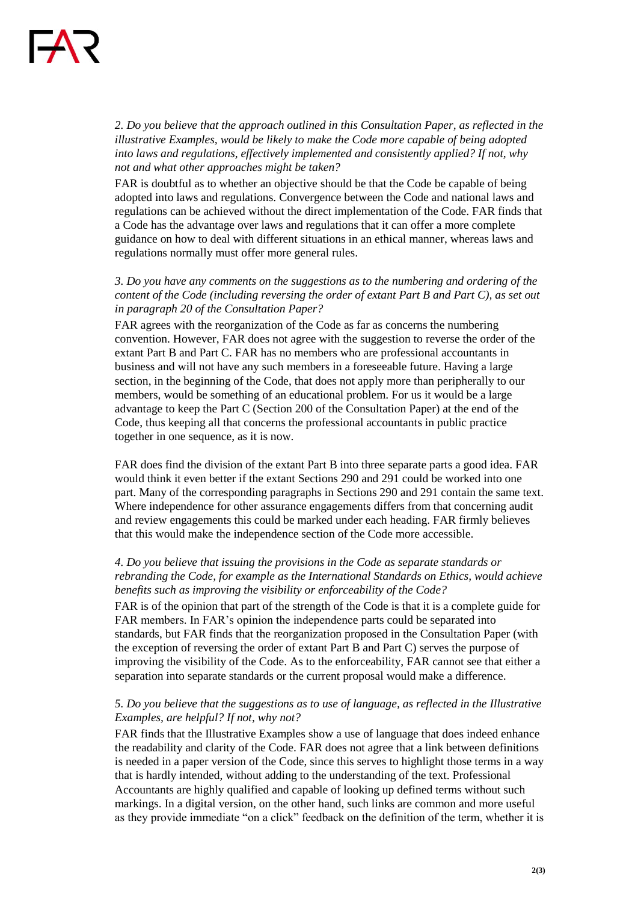*2. Do you believe that the approach outlined in this Consultation Paper, as reflected in the illustrative Examples, would be likely to make the Code more capable of being adopted into laws and regulations, effectively implemented and consistently applied? If not, why not and what other approaches might be taken?*

FAR is doubtful as to whether an objective should be that the Code be capable of being adopted into laws and regulations. Convergence between the Code and national laws and regulations can be achieved without the direct implementation of the Code. FAR finds that a Code has the advantage over laws and regulations that it can offer a more complete guidance on how to deal with different situations in an ethical manner, whereas laws and regulations normally must offer more general rules.

*3. Do you have any comments on the suggestions as to the numbering and ordering of the content of the Code (including reversing the order of extant Part B and Part C), as set out in paragraph 20 of the Consultation Paper?*

FAR agrees with the reorganization of the Code as far as concerns the numbering convention. However, FAR does not agree with the suggestion to reverse the order of the extant Part B and Part C. FAR has no members who are professional accountants in business and will not have any such members in a foreseeable future. Having a large section, in the beginning of the Code, that does not apply more than peripherally to our members, would be something of an educational problem. For us it would be a large advantage to keep the Part C (Section 200 of the Consultation Paper) at the end of the Code, thus keeping all that concerns the professional accountants in public practice together in one sequence, as it is now.

FAR does find the division of the extant Part B into three separate parts a good idea. FAR would think it even better if the extant Sections 290 and 291 could be worked into one part. Many of the corresponding paragraphs in Sections 290 and 291 contain the same text. Where independence for other assurance engagements differs from that concerning audit and review engagements this could be marked under each heading. FAR firmly believes that this would make the independence section of the Code more accessible.

*4. Do you believe that issuing the provisions in the Code as separate standards or rebranding the Code, for example as the International Standards on Ethics, would achieve benefits such as improving the visibility or enforceability of the Code?*

FAR is of the opinion that part of the strength of the Code is that it is a complete guide for FAR members. In FAR's opinion the independence parts could be separated into standards, but FAR finds that the reorganization proposed in the Consultation Paper (with the exception of reversing the order of extant Part B and Part C) serves the purpose of improving the visibility of the Code. As to the enforceability, FAR cannot see that either a separation into separate standards or the current proposal would make a difference.

*5. Do you believe that the suggestions as to use of language, as reflected in the Illustrative Examples, are helpful? If not, why not?*

FAR finds that the Illustrative Examples show a use of language that does indeed enhance the readability and clarity of the Code. FAR does not agree that a link between definitions is needed in a paper version of the Code, since this serves to highlight those terms in a way that is hardly intended, without adding to the understanding of the text. Professional Accountants are highly qualified and capable of looking up defined terms without such markings. In a digital version, on the other hand, such links are common and more useful as they provide immediate "on a click" feedback on the definition of the term, whether it is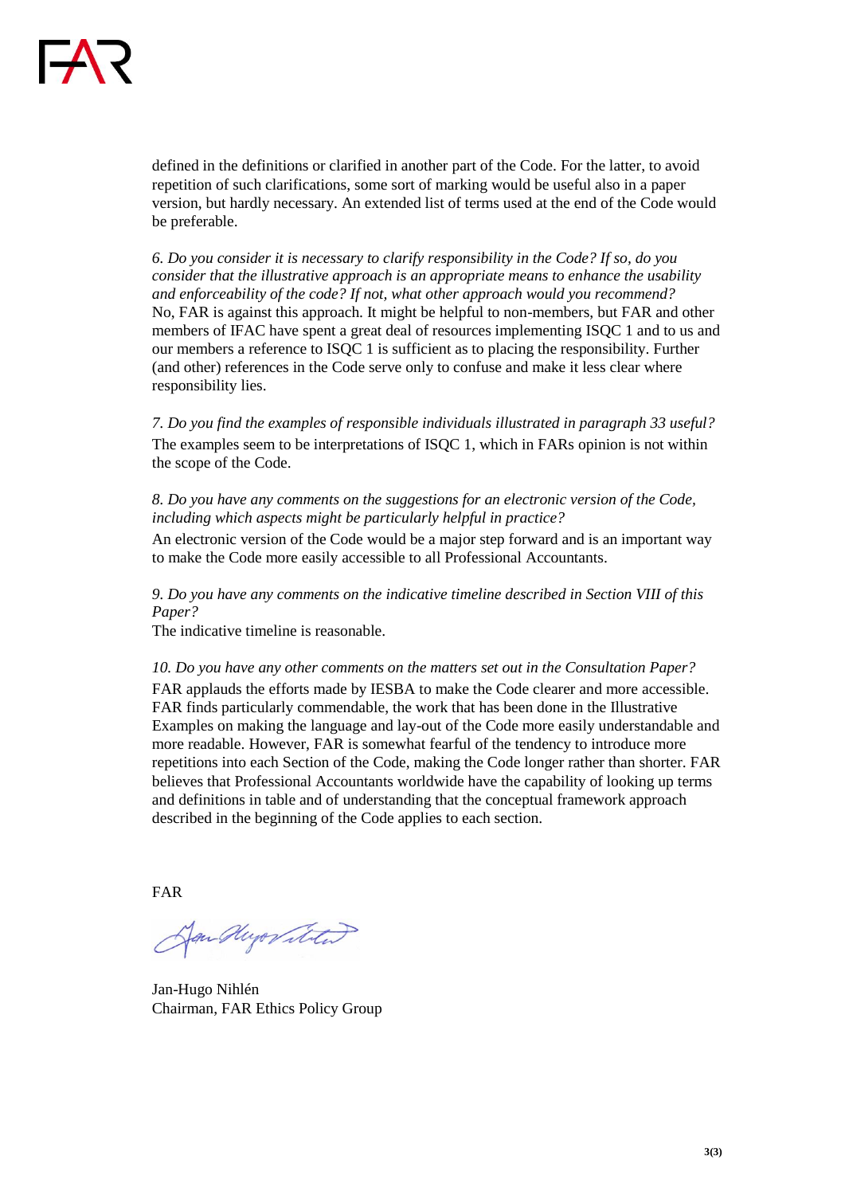defined in the definitions or clarified in another part of the Code. For the latter, to avoid repetition of such clarifications, some sort of marking would be useful also in a paper version, but hardly necessary. An extended list of terms used at the end of the Code would be preferable.

*6. Do you consider it is necessary to clarify responsibility in the Code? If so, do you consider that the illustrative approach is an appropriate means to enhance the usability and enforceability of the code? If not, what other approach would you recommend?*
No, FAR is against this approach. It might be helpful to non-members, but FAR and other members of IFAC have spent a great deal of resources implementing ISQC 1 and to us and our members a reference to ISQC 1 is sufficient as to placing the responsibility. Further (and other) references in the Code serve only to confuse and make it less clear where responsibility lies.

*7. Do you find the examples of responsible individuals illustrated in paragraph 33 useful?*
The examples seem to be interpretations of ISQC 1, which in FARs opinion is not within the scope of the Code.

*8. Do you have any comments on the suggestions for an electronic version of the Code, including which aspects might be particularly helpful in practice?*
An electronic version of the Code would be a major step forward and is an important way to make the Code more easily accessible to all Professional Accountants.

*9. Do you have any comments on the indicative timeline described in Section VIII of this Paper?*
The indicative timeline is reasonable.

*10. Do you have any other comments on the matters set out in the Consultation Paper?*
FAR applauds the efforts made by IESBA to make the Code clearer and more accessible. FAR finds particularly commendable, the work that has been done in the Illustrative Examples on making the language and lay-out of the Code more easily understandable and more readable. However, FAR is somewhat fearful of the tendency to introduce more repetitions into each Section of the Code, making the Code longer rather than shorter. FAR believes that Professional Accountants worldwide have the capability of looking up terms and definitions in table and of understanding that the conceptual framework approach described in the beginning of the Code applies to each section.

FAR

Jan-Hugo Nihlén
Chairman, FAR Ethics Policy Group